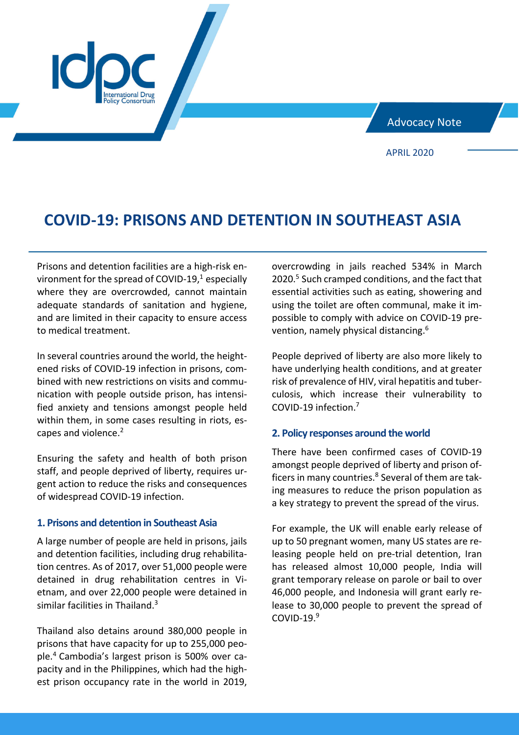idpc International Drug Policy Consortium

Advocacy Note

APRIL 2020

# COVID-19: PRISONS AND DETENTION IN SOUTHEAST ASIA

Prisons and detention facilities are a high-risk environment for the spread of COVID-19,[1] especially where they are overcrowded, cannot maintain adequate standards of sanitation and hygiene, and are limited in their capacity to ensure access to medical treatment.

In several countries around the world, the heightened risks of COVID-19 infection in prisons, combined with new restrictions on visits and communication with people outside prison, has intensified anxiety and tensions amongst people held within them, in some cases resulting in riots, escapes and violence.[2]

Ensuring the safety and health of both prison staff, and people deprived of liberty, requires urgent action to reduce the risks and consequences of widespread COVID-19 infection.

## 1. Prisons and detention in Southeast Asia

A large number of people are held in prisons, jails and detention facilities, including drug rehabilitation centres. As of 2017, over 51,000 people were detained in drug rehabilitation centres in Vietnam, and over 22,000 people were detained in similar facilities in Thailand.[3]

Thailand also detains around 380,000 people in prisons that have capacity for up to 255,000 people.[4] Cambodia's largest prison is 500% over capacity and in the Philippines, which had the highest prison occupancy rate in the world in 2019, overcrowding in jails reached 534% in March 2020.[5] Such cramped conditions, and the fact that essential activities such as eating, showering and using the toilet are often communal, make it impossible to comply with advice on COVID-19 prevention, namely physical distancing.[6]

People deprived of liberty are also more likely to have underlying health conditions, and at greater risk of prevalence of HIV, viral hepatitis and tuberculosis, which increase their vulnerability to COVID-19 infection.[7]

## 2. Policy responses around the world

There have been confirmed cases of COVID-19 amongst people deprived of liberty and prison officers in many countries.[8] Several of them are taking measures to reduce the prison population as a key strategy to prevent the spread of the virus.

For example, the UK will enable early release of up to 50 pregnant women, many US states are releasing people held on pre-trial detention, Iran has released almost 10,000 people, India will grant temporary release on parole or bail to over 46,000 people, and Indonesia will grant early release to 30,000 people to prevent the spread of COVID-19.[9]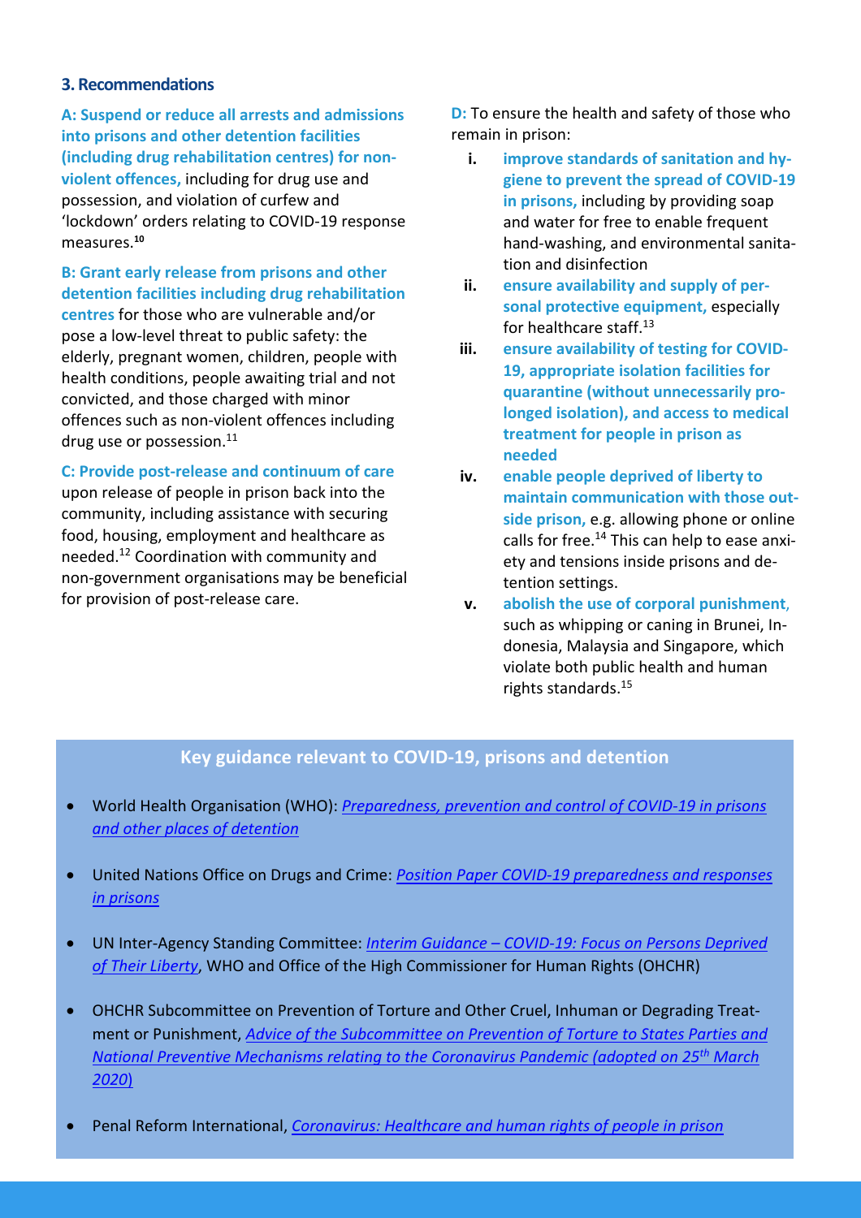## 3. Recommendations

**A: Suspend or reduce all arrests and admissions into prisons and other detention facilities (including drug rehabilitation centres) for non-violent offences,** including for drug use and possession, and violation of curfew and 'lockdown' orders relating to COVID-19 response measures.[10]

**B: Grant early release from prisons and other detention facilities including drug rehabilitation centres** for those who are vulnerable and/or pose a low-level threat to public safety: the elderly, pregnant women, children, people with health conditions, people awaiting trial and not convicted, and those charged with minor offences such as non-violent offences including drug use or possession.[11]

**C: Provide post-release and continuum of care** upon release of people in prison back into the community, including assistance with securing food, housing, employment and healthcare as needed.[12] Coordination with community and non-government organisations may be beneficial for provision of post-release care.

**D:** To ensure the health and safety of those who remain in prison:

- **i. improve standards of sanitation and hygiene to prevent the spread of COVID-19 in prisons,** including by providing soap and water for free to enable frequent hand-washing, and environmental sanitation and disinfection
- **ii. ensure availability and supply of personal protective equipment,** especially for healthcare staff.[13]
- **iii. ensure availability of testing for COVID-19, appropriate isolation facilities for quarantine (without unnecessarily prolonged isolation), and access to medical treatment for people in prison as needed**
- **iv. enable people deprived of liberty to maintain communication with those outside prison,** e.g. allowing phone or online calls for free.[14] This can help to ease anxiety and tensions inside prisons and detention settings.
- **v. abolish the use of corporal punishment**, such as whipping or caning in Brunei, Indonesia, Malaysia and Singapore, which violate both public health and human rights standards.[15]

### Key guidance relevant to COVID-19, prisons and detention

- World Health Organisation (WHO): *Preparedness, prevention and control of COVID-19 in prisons and other places of detention*
- United Nations Office on Drugs and Crime: *Position Paper COVID-19 preparedness and responses in prisons*
- UN Inter-Agency Standing Committee: *Interim Guidance – COVID-19: Focus on Persons Deprived of Their Liberty*, WHO and Office of the High Commissioner for Human Rights (OHCHR)
- OHCHR Subcommittee on Prevention of Torture and Other Cruel, Inhuman or Degrading Treatment or Punishment, *Advice of the Subcommittee on Prevention of Torture to States Parties and National Preventive Mechanisms relating to the Coronavirus Pandemic (adopted on 25th March 2020)*
- Penal Reform International, *Coronavirus: Healthcare and human rights of people in prison*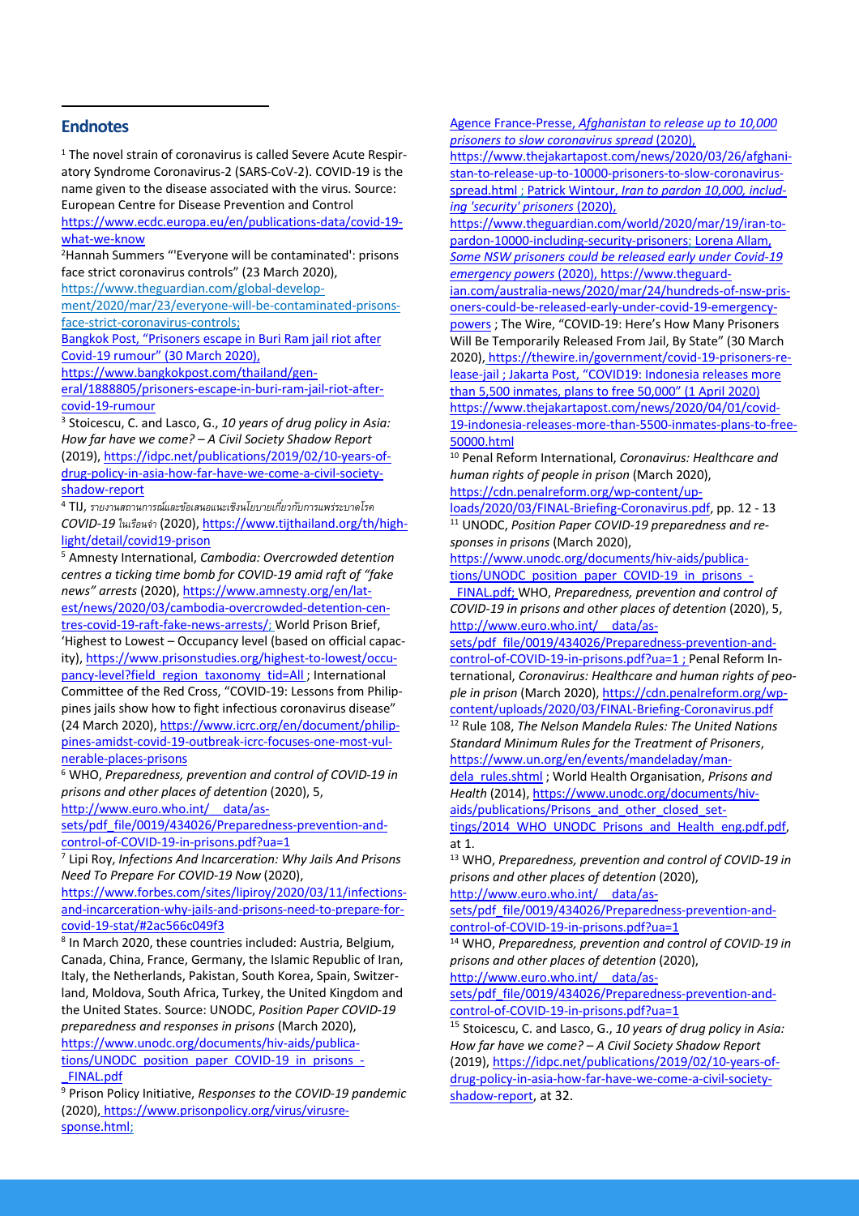## Endnotes

[1] The novel strain of coronavirus is called Severe Acute Respiratory Syndrome Coronavirus-2 (SARS-CoV-2). COVID-19 is the name given to the disease associated with the virus. Source: European Centre for Disease Prevention and Control https://www.ecdc.europa.eu/en/publications-data/covid-19-what-we-know

[2] Hannah Summers "'Everyone will be contaminated': prisons face strict coronavirus controls" (23 March 2020), https://www.theguardian.com/global-development/2020/mar/23/everyone-will-be-contaminated-prisons-face-strict-coronavirus-controls; Bangkok Post, "Prisoners escape in Buri Ram jail riot after Covid-19 rumour" (30 March 2020), https://www.bangkokpost.com/thailand/general/1888805/prisoners-escape-in-buri-ram-jail-riot-after-covid-19-rumour

[3] Stoicescu, C. and Lasco, G., *10 years of drug policy in Asia: How far have we come? – A Civil Society Shadow Report* (2019), https://idpc.net/publications/2019/02/10-years-of-drug-policy-in-asia-how-far-have-we-come-a-civil-society-shadow-report

[4] TIJ, *รายงานสถานการณ์และข้อเสนอแนะเชิงนโยบายเกี่ยวกับการแพร่ระบาดโรค COVID-19 ในเรือนจำ* (2020), https://www.tijthailand.org/th/highlight/detail/covid19-prison

[5] Amnesty International, *Cambodia: Overcrowded detention centres a ticking time bomb for COVID-19 amid raft of "fake news" arrests* (2020), https://www.amnesty.org/en/latest/news/2020/03/cambodia-overcrowded-detention-centres-covid-19-raft-fake-news-arrests/; World Prison Brief, 'Highest to Lowest – Occupancy level (based on official capacity), https://www.prisonstudies.org/highest-to-lowest/occupancy-level?field_region_taxonomy_tid=All ; International Committee of the Red Cross, "COVID-19: Lessons from Philippines jails show how to fight infectious coronavirus disease" (24 March 2020), https://www.icrc.org/en/document/philippines-amidst-covid-19-outbreak-icrc-focuses-one-most-vulnerable-places-prisons

[6] WHO, *Preparedness, prevention and control of COVID-19 in prisons and other places of detention* (2020), 5, http://www.euro.who.int/__data/assets/pdf_file/0019/434026/Preparedness-prevention-and-control-of-COVID-19-in-prisons.pdf?ua=1

[7] Lipi Roy, *Infections And Incarceration: Why Jails And Prisons Need To Prepare For COVID-19 Now* (2020), https://www.forbes.com/sites/lipiroy/2020/03/11/infections-and-incarceration-why-jails-and-prisons-need-to-prepare-for-covid-19-stat/#2ac566c049f3

[8] In March 2020, these countries included: Austria, Belgium, Canada, China, France, Germany, the Islamic Republic of Iran, Italy, the Netherlands, Pakistan, South Korea, Spain, Switzerland, Moldova, South Africa, Turkey, the United Kingdom and the United States. Source: UNODC, *Position Paper COVID-19 preparedness and responses in prisons* (March 2020), https://www.unodc.org/documents/hiv-aids/publications/UNODC_position_paper_COVID-19_in_prisons_-_FINAL.pdf

[9] Prison Policy Initiative, *Responses to the COVID-19 pandemic* (2020), https://www.prisonpolicy.org/virus/virusresponse.html; Agence France-Presse, *Afghanistan to release up to 10,000 prisoners to slow coronavirus spread* (2020), https://www.thejakartapost.com/news/2020/03/26/afghanistan-to-release-up-to-10000-prisoners-to-slow-coronavirus-spread.html ; Patrick Wintour, *Iran to pardon 10,000, including 'security' prisoners* (2020), https://www.theguardian.com/world/2020/mar/19/iran-to-pardon-10000-including-security-prisoners; Lorena Allam, *Some NSW prisoners could be released early under Covid-19 emergency powers* (2020), https://www.theguardian.com/australia-news/2020/mar/24/hundreds-of-nsw-prisoners-could-be-released-early-under-covid-19-emergency-powers ; The Wire, "COVID-19: Here's How Many Prisoners Will Be Temporarily Released From Jail, By State" (30 March 2020), https://thewire.in/government/covid-19-prisoners-release-jail ; Jakarta Post, "COVID19: Indonesia releases more than 5,500 inmates, plans to free 50,000" (1 April 2020) https://www.thejakartapost.com/news/2020/04/01/covid-19-indonesia-releases-more-than-5500-inmates-plans-to-free-50000.html

[10] Penal Reform International, *Coronavirus: Healthcare and human rights of people in prison* (March 2020), https://cdn.penalreform.org/wp-content/uploads/2020/03/FINAL-Briefing-Coronavirus.pdf, pp. 12 - 13

[11] UNODC, *Position Paper COVID-19 preparedness and responses in prisons* (March 2020), https://www.unodc.org/documents/hiv-aids/publications/UNODC_position_paper_COVID-19_in_prisons_-_FINAL.pdf; WHO, *Preparedness, prevention and control of COVID-19 in prisons and other places of detention* (2020), 5, http://www.euro.who.int/__data/assets/pdf_file/0019/434026/Preparedness-prevention-and-control-of-COVID-19-in-prisons.pdf?ua=1 ; Penal Reform International, *Coronavirus: Healthcare and human rights of people in prison* (March 2020), https://cdn.penalreform.org/wp-content/uploads/2020/03/FINAL-Briefing-Coronavirus.pdf

[12] Rule 108, *The Nelson Mandela Rules: The United Nations Standard Minimum Rules for the Treatment of Prisoners*, https://www.un.org/en/events/mandeladay/mandela_rules.shtml ; World Health Organisation, *Prisons and Health* (2014), https://www.unodc.org/documents/hiv-aids/publications/Prisons_and_other_closed_settings/2014_WHO_UNODC_Prisons_and_Health_eng.pdf.pdf, at 1.

[13] WHO, *Preparedness, prevention and control of COVID-19 in prisons and other places of detention* (2020), http://www.euro.who.int/__data/assets/pdf_file/0019/434026/Preparedness-prevention-and-control-of-COVID-19-in-prisons.pdf?ua=1

[14] WHO, *Preparedness, prevention and control of COVID-19 in prisons and other places of detention* (2020), http://www.euro.who.int/__data/assets/pdf_file/0019/434026/Preparedness-prevention-and-control-of-COVID-19-in-prisons.pdf?ua=1

[15] Stoicescu, C. and Lasco, G., *10 years of drug policy in Asia: How far have we come? – A Civil Society Shadow Report* (2019), https://idpc.net/publications/2019/02/10-years-of-drug-policy-in-asia-how-far-have-we-come-a-civil-society-shadow-report, at 32.